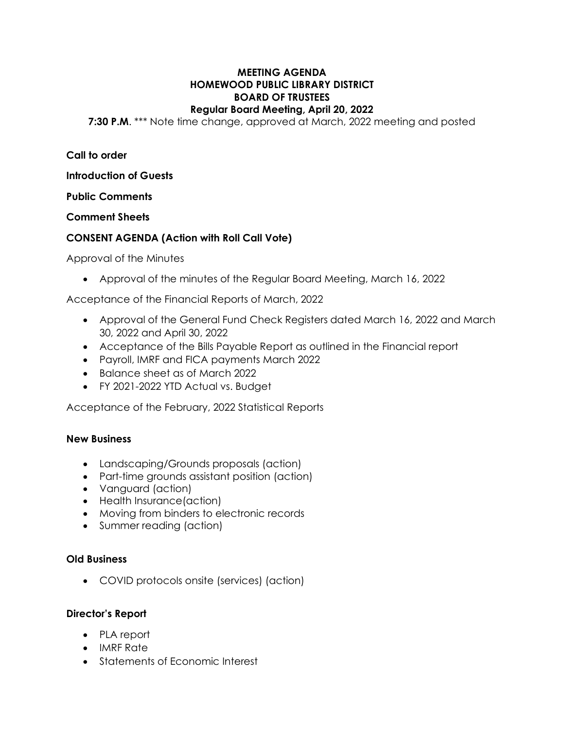# MEETING AGENDA
# HOMEWOOD PUBLIC LIBRARY DISTRICT
# BOARD OF TRUSTEES
## Regular Board Meeting, April 20, 2022

**7:30 P.M**. *** Note time change, approved at March, 2022 meeting and posted

**Call to order**

**Introduction of Guests**

**Public Comments**

**Comment Sheets**

**CONSENT AGENDA (Action with Roll Call Vote)**

Approval of the Minutes

- Approval of the minutes of the Regular Board Meeting, March 16, 2022

Acceptance of the Financial Reports of March, 2022

- Approval of the General Fund Check Registers dated March 16, 2022 and March 30, 2022 and April 30, 2022
- Acceptance of the Bills Payable Report as outlined in the Financial report
- Payroll, IMRF and FICA payments March 2022
- Balance sheet as of March 2022
- FY 2021-2022 YTD Actual vs. Budget

Acceptance of the February, 2022 Statistical Reports

**New Business**

- Landscaping/Grounds proposals (action)
- Part-time grounds assistant position (action)
- Vanguard (action)
- Health Insurance(action)
- Moving from binders to electronic records
- Summer reading (action)

**Old Business**

- COVID protocols onsite (services) (action)

**Director's Report**

- PLA report
- IMRF Rate
- Statements of Economic Interest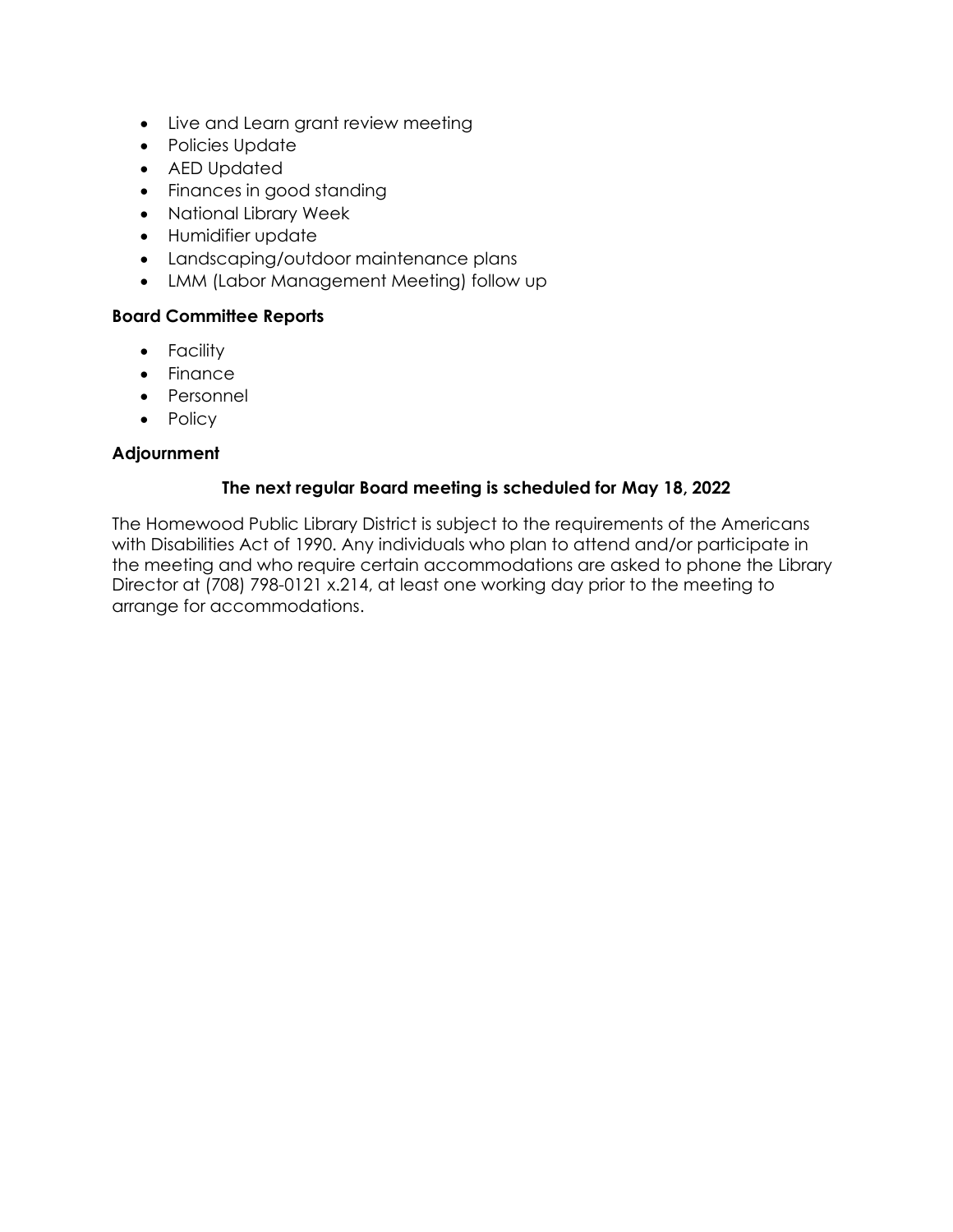- Live and Learn grant review meeting
- Policies Update
- AED Updated
- Finances in good standing
- National Library Week
- Humidifier update
- Landscaping/outdoor maintenance plans
- LMM (Labor Management Meeting) follow up

**Board Committee Reports**

- Facility
- Finance
- Personnel
- Policy

**Adjournment**

**The next regular Board meeting is scheduled for May 18, 2022**

The Homewood Public Library District is subject to the requirements of the Americans with Disabilities Act of 1990. Any individuals who plan to attend and/or participate in the meeting and who require certain accommodations are asked to phone the Library Director at (708) 798-0121 x.214, at least one working day prior to the meeting to arrange for accommodations.